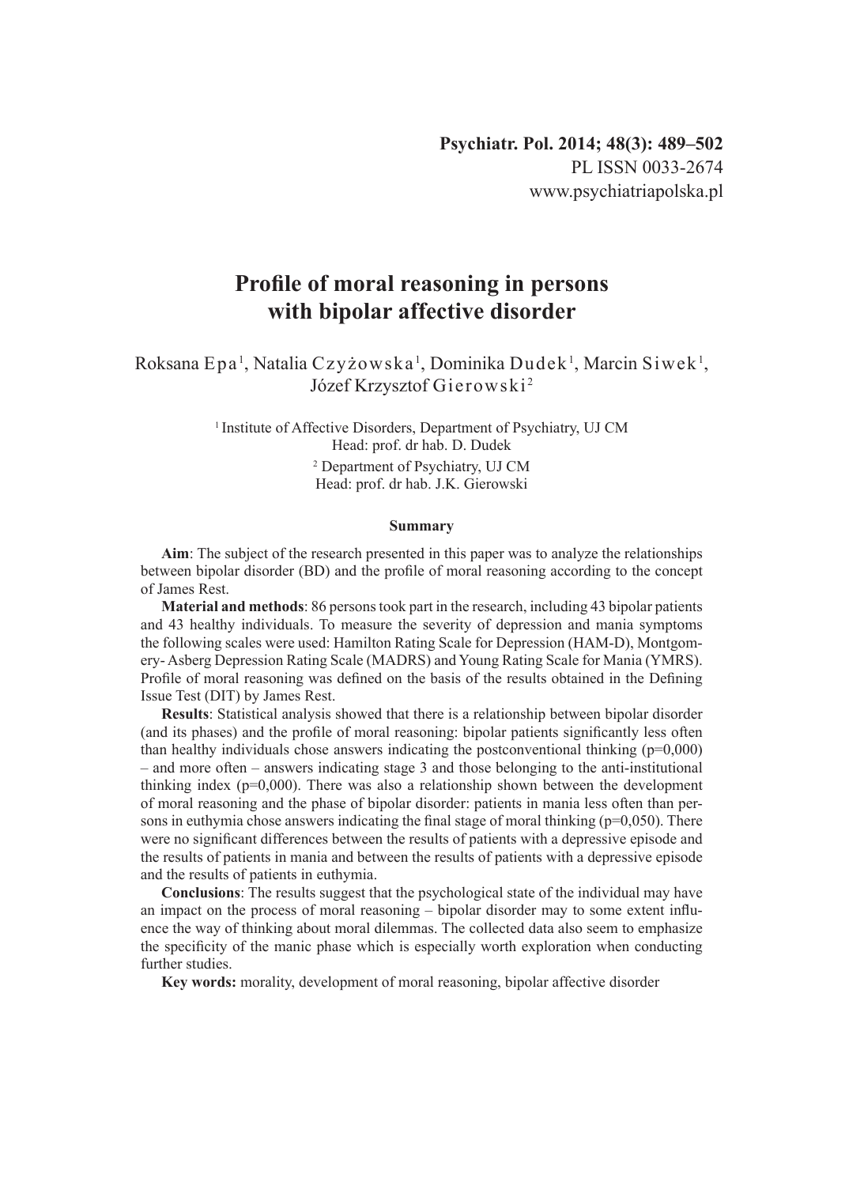# Profile of moral reasoning in persons with bipolar affective disorder

Roksana Epa[1], Natalia Czyżowska[1], Dominika Dudek[1], Marcin Siwek[1], Józef Krzysztof Gierowski[2]

[1] Institute of Affective Disorders, Department of Psychiatry, UJ CM
Head: prof. dr hab. D. Dudek

[2] Department of Psychiatry, UJ CM
Head: prof. dr hab. J.K. Gierowski

## Summary

**Aim**: The subject of the research presented in this paper was to analyze the relationships between bipolar disorder (BD) and the profile of moral reasoning according to the concept of James Rest.

**Material and methods**: 86 persons took part in the research, including 43 bipolar patients and 43 healthy individuals. To measure the severity of depression and mania symptoms the following scales were used: Hamilton Rating Scale for Depression (HAM-D), Montgomery- Asberg Depression Rating Scale (MADRS) and Young Rating Scale for Mania (YMRS). Profile of moral reasoning was defined on the basis of the results obtained in the Defining Issue Test (DIT) by James Rest.

**Results**: Statistical analysis showed that there is a relationship between bipolar disorder (and its phases) and the profile of moral reasoning: bipolar patients significantly less often than healthy individuals chose answers indicating the postconventional thinking ($p=0,000$) – and more often – answers indicating stage 3 and those belonging to the anti-institutional thinking index ($p=0,000$). There was also a relationship shown between the development of moral reasoning and the phase of bipolar disorder: patients in mania less often than persons in euthymia chose answers indicating the final stage of moral thinking ($p=0,050$). There were no significant differences between the results of patients with a depressive episode and the results of patients in mania and between the results of patients with a depressive episode and the results of patients in euthymia.

**Conclusions**: The results suggest that the psychological state of the individual may have an impact on the process of moral reasoning – bipolar disorder may to some extent influence the way of thinking about moral dilemmas. The collected data also seem to emphasize the specificity of the manic phase which is especially worth exploration when conducting further studies.

**Key words:** morality, development of moral reasoning, bipolar affective disorder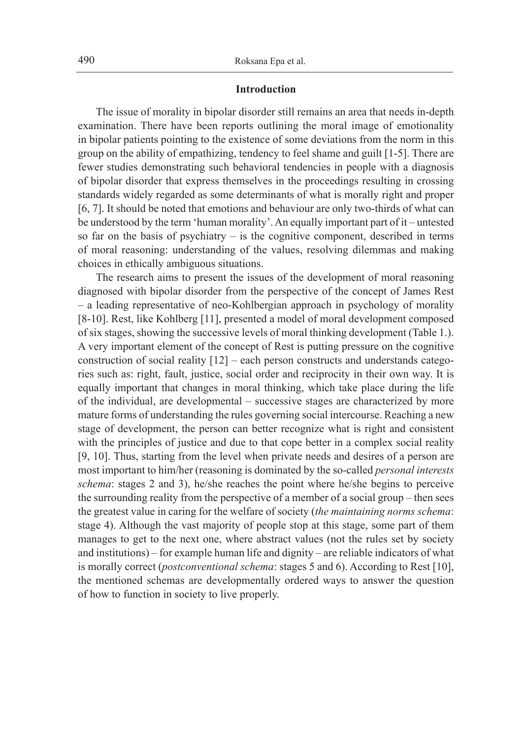## Introduction

The issue of morality in bipolar disorder still remains an area that needs in-depth examination. There have been reports outlining the moral image of emotionality in bipolar patients pointing to the existence of some deviations from the norm in this group on the ability of empathizing, tendency to feel shame and guilt [1-5]. There are fewer studies demonstrating such behavioral tendencies in people with a diagnosis of bipolar disorder that express themselves in the proceedings resulting in crossing standards widely regarded as some determinants of what is morally right and proper [6, 7]. It should be noted that emotions and behaviour are only two-thirds of what can be understood by the term 'human morality'. An equally important part of it – untested so far on the basis of psychiatry – is the cognitive component, described in terms of moral reasoning: understanding of the values, resolving dilemmas and making choices in ethically ambiguous situations.

The research aims to present the issues of the development of moral reasoning diagnosed with bipolar disorder from the perspective of the concept of James Rest – a leading representative of neo-Kohlbergian approach in psychology of morality [8-10]. Rest, like Kohlberg [11], presented a model of moral development composed of six stages, showing the successive levels of moral thinking development (Table 1.). A very important element of the concept of Rest is putting pressure on the cognitive construction of social reality [12] – each person constructs and understands categories such as: right, fault, justice, social order and reciprocity in their own way. It is equally important that changes in moral thinking, which take place during the life of the individual, are developmental – successive stages are characterized by more mature forms of understanding the rules governing social intercourse. Reaching a new stage of development, the person can better recognize what is right and consistent with the principles of justice and due to that cope better in a complex social reality [9, 10]. Thus, starting from the level when private needs and desires of a person are most important to him/her (reasoning is dominated by the so-called *personal interests schema*: stages 2 and 3), he/she reaches the point where he/she begins to perceive the surrounding reality from the perspective of a member of a social group – then sees the greatest value in caring for the welfare of society (*the maintaining norms schema*: stage 4). Although the vast majority of people stop at this stage, some part of them manages to get to the next one, where abstract values (not the rules set by society and institutions) – for example human life and dignity – are reliable indicators of what is morally correct (*postconventional schema*: stages 5 and 6). According to Rest [10], the mentioned schemas are developmentally ordered ways to answer the question of how to function in society to live properly.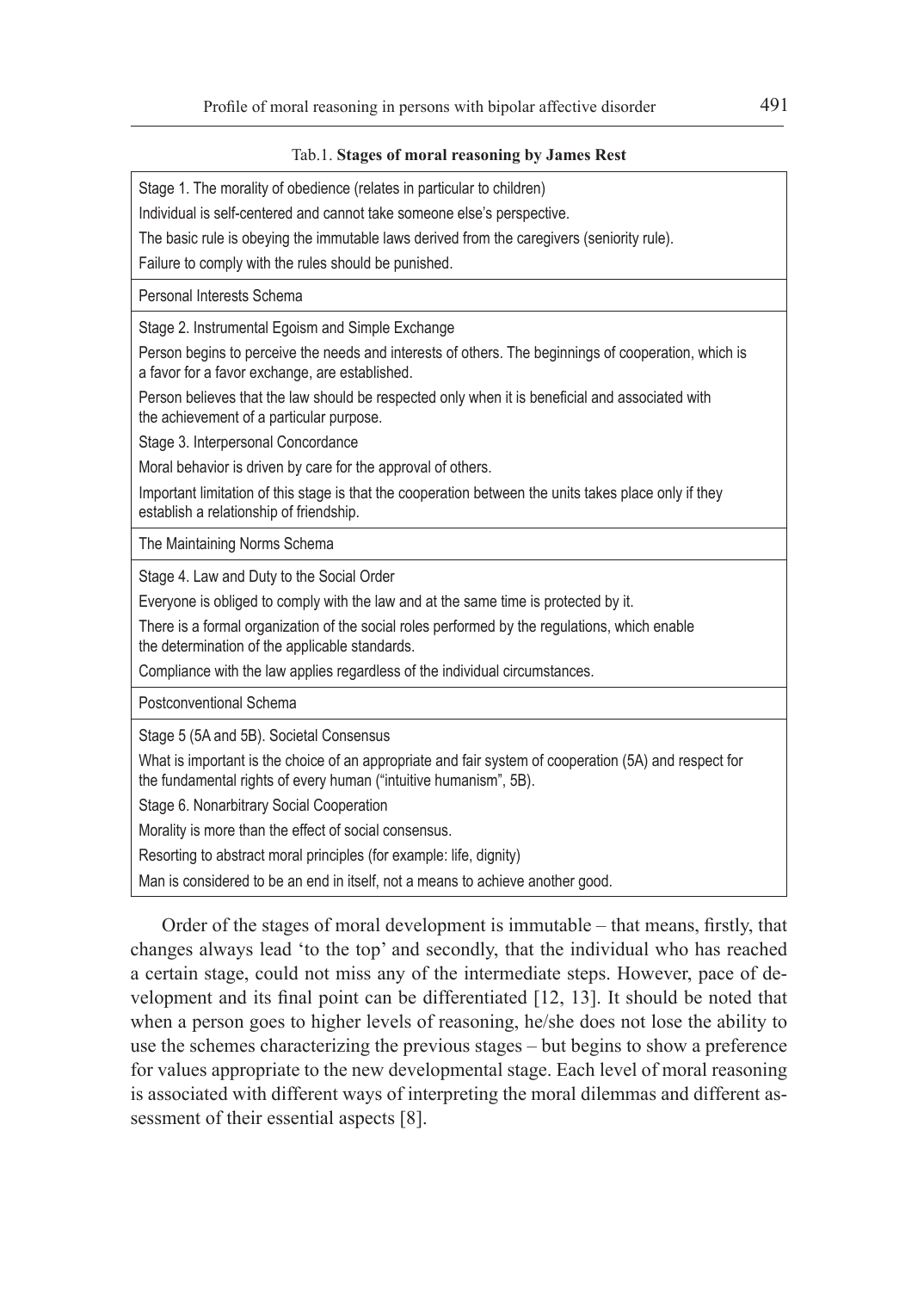Tab.1. **Stages of moral reasoning by James Rest**

| Stage 1. The morality of obedience (relates in particular to children) |
|---|
| Individual is self-centered and cannot take someone else's perspective. |
| The basic rule is obeying the immutable laws derived from the caregivers (seniority rule). |
| Failure to comply with the rules should be punished. |
| Personal Interests Schema |
| Stage 2. Instrumental Egoism and Simple Exchange |
| Person begins to perceive the needs and interests of others. The beginnings of cooperation, which is a favor for a favor exchange, are established. |
| Person believes that the law should be respected only when it is beneficial and associated with the achievement of a particular purpose. |
| Stage 3. Interpersonal Concordance |
| Moral behavior is driven by care for the approval of others. |
| Important limitation of this stage is that the cooperation between the units takes place only if they establish a relationship of friendship. |
| The Maintaining Norms Schema |
| Stage 4. Law and Duty to the Social Order |
| Everyone is obliged to comply with the law and at the same time is protected by it. |
| There is a formal organization of the social roles performed by the regulations, which enable the determination of the applicable standards. |
| Compliance with the law applies regardless of the individual circumstances. |
| Postconventional Schema |
| Stage 5 (5A and 5B). Societal Consensus |
| What is important is the choice of an appropriate and fair system of cooperation (5A) and respect for the fundamental rights of every human ("intuitive humanism", 5B). |
| Stage 6. Nonarbitrary Social Cooperation |
| Morality is more than the effect of social consensus. |
| Resorting to abstract moral principles (for example: life, dignity) |
| Man is considered to be an end in itself, not a means to achieve another good. |

Order of the stages of moral development is immutable – that means, firstly, that changes always lead 'to the top' and secondly, that the individual who has reached a certain stage, could not miss any of the intermediate steps. However, pace of development and its final point can be differentiated [12, 13]. It should be noted that when a person goes to higher levels of reasoning, he/she does not lose the ability to use the schemes characterizing the previous stages – but begins to show a preference for values appropriate to the new developmental stage. Each level of moral reasoning is associated with different ways of interpreting the moral dilemmas and different assessment of their essential aspects [8].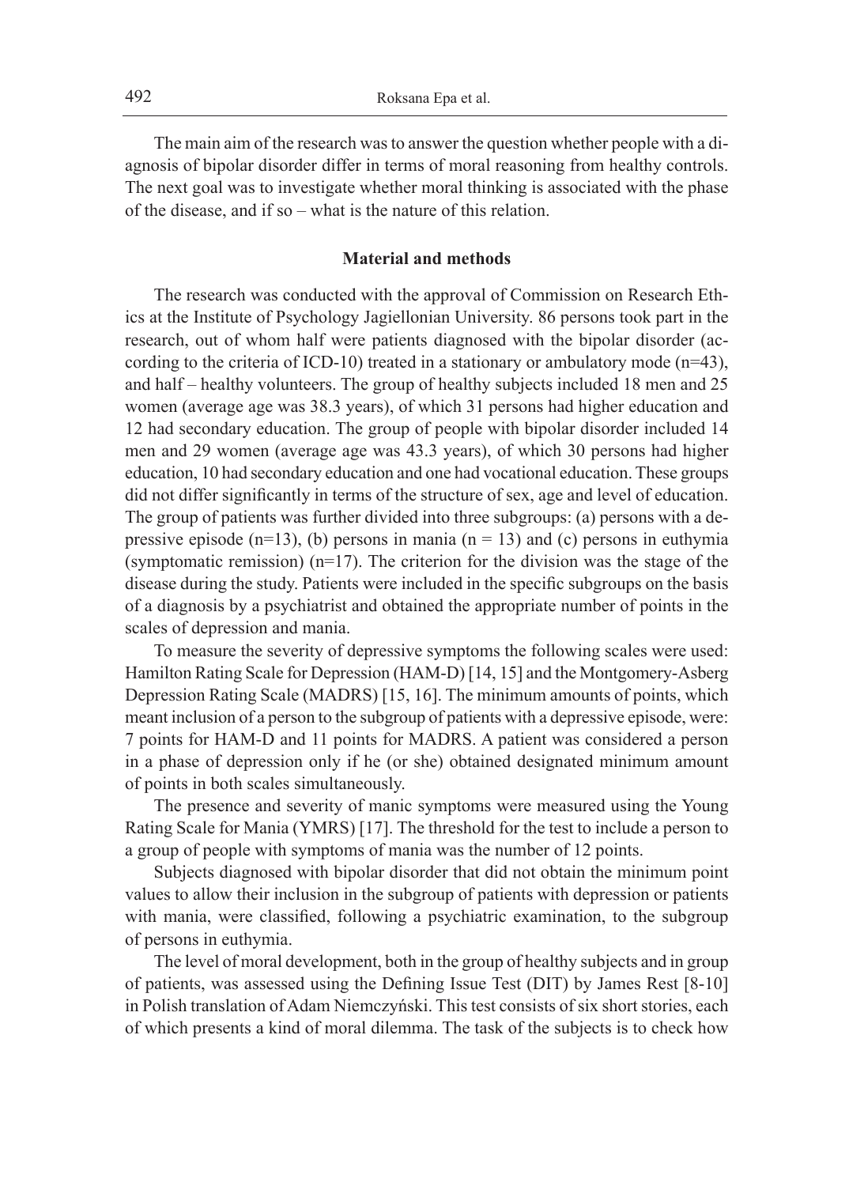The main aim of the research was to answer the question whether people with a diagnosis of bipolar disorder differ in terms of moral reasoning from healthy controls. The next goal was to investigate whether moral thinking is associated with the phase of the disease, and if so – what is the nature of this relation.

## Material and methods

The research was conducted with the approval of Commission on Research Ethics at the Institute of Psychology Jagiellonian University. 86 persons took part in the research, out of whom half were patients diagnosed with the bipolar disorder (according to the criteria of ICD-10) treated in a stationary or ambulatory mode (n=43), and half – healthy volunteers. The group of healthy subjects included 18 men and 25 women (average age was 38.3 years), of which 31 persons had higher education and 12 had secondary education. The group of people with bipolar disorder included 14 men and 29 women (average age was 43.3 years), of which 30 persons had higher education, 10 had secondary education and one had vocational education. These groups did not differ significantly in terms of the structure of sex, age and level of education. The group of patients was further divided into three subgroups: (a) persons with a depressive episode (n=13), (b) persons in mania (n = 13) and (c) persons in euthymia (symptomatic remission) (n=17). The criterion for the division was the stage of the disease during the study. Patients were included in the specific subgroups on the basis of a diagnosis by a psychiatrist and obtained the appropriate number of points in the scales of depression and mania.

To measure the severity of depressive symptoms the following scales were used: Hamilton Rating Scale for Depression (HAM-D) [14, 15] and the Montgomery-Asberg Depression Rating Scale (MADRS) [15, 16]. The minimum amounts of points, which meant inclusion of a person to the subgroup of patients with a depressive episode, were: 7 points for HAM-D and 11 points for MADRS. A patient was considered a person in a phase of depression only if he (or she) obtained designated minimum amount of points in both scales simultaneously.

The presence and severity of manic symptoms were measured using the Young Rating Scale for Mania (YMRS) [17]. The threshold for the test to include a person to a group of people with symptoms of mania was the number of 12 points.

Subjects diagnosed with bipolar disorder that did not obtain the minimum point values to allow their inclusion in the subgroup of patients with depression or patients with mania, were classified, following a psychiatric examination, to the subgroup of persons in euthymia.

The level of moral development, both in the group of healthy subjects and in group of patients, was assessed using the Defining Issue Test (DIT) by James Rest [8-10] in Polish translation of Adam Niemczyński. This test consists of six short stories, each of which presents a kind of moral dilemma. The task of the subjects is to check how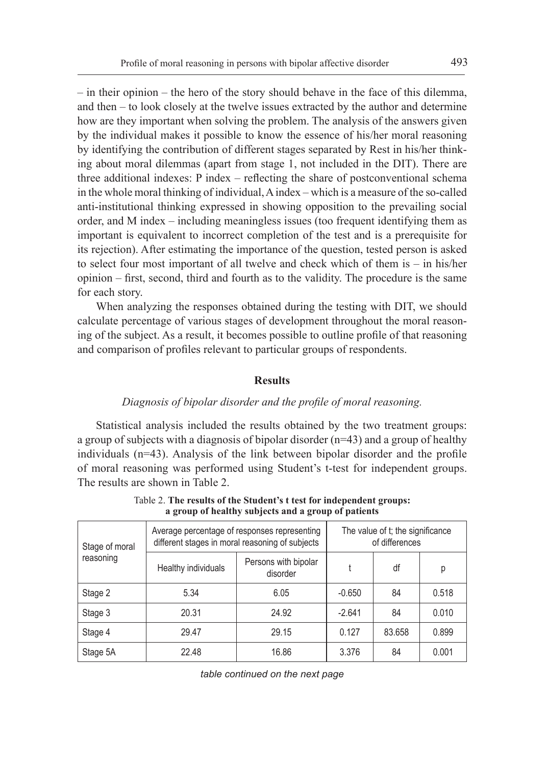– in their opinion – the hero of the story should behave in the face of this dilemma, and then – to look closely at the twelve issues extracted by the author and determine how are they important when solving the problem. The analysis of the answers given by the individual makes it possible to know the essence of his/her moral reasoning by identifying the contribution of different stages separated by Rest in his/her thinking about moral dilemmas (apart from stage 1, not included in the DIT). There are three additional indexes: P index – reflecting the share of postconventional schema in the whole moral thinking of individual, A index – which is a measure of the so-called anti-institutional thinking expressed in showing opposition to the prevailing social order, and M index – including meaningless issues (too frequent identifying them as important is equivalent to incorrect completion of the test and is a prerequisite for its rejection). After estimating the importance of the question, tested person is asked to select four most important of all twelve and check which of them is – in his/her opinion – first, second, third and fourth as to the validity. The procedure is the same for each story.

When analyzing the responses obtained during the testing with DIT, we should calculate percentage of various stages of development throughout the moral reasoning of the subject. As a result, it becomes possible to outline profile of that reasoning and comparison of profiles relevant to particular groups of respondents.

## Results

*Diagnosis of bipolar disorder and the profile of moral reasoning.*

Statistical analysis included the results obtained by the two treatment groups: a group of subjects with a diagnosis of bipolar disorder (n=43) and a group of healthy individuals (n=43). Analysis of the link between bipolar disorder and the profile of moral reasoning was performed using Student's t-test for independent groups. The results are shown in Table 2.

Table 2. **The results of the Student's t test for independent groups: a group of healthy subjects and a group of patients**

| Stage of moral reasoning | Average percentage of responses representing different stages in moral reasoning of subjects | | The value of t; the significance of differences | | |
|---|---|---|---|---|---|
| | Healthy individuals | Persons with bipolar disorder | t | df | p |
| Stage 2 | 5.34 | 6.05 | -0.650 | 84 | 0.518 |
| Stage 3 | 20.31 | 24.92 | -2.641 | 84 | 0.010 |
| Stage 4 | 29.47 | 29.15 | 0.127 | 83.658 | 0.899 |
| Stage 5A | 22.48 | 16.86 | 3.376 | 84 | 0.001 |

*table continued on the next page*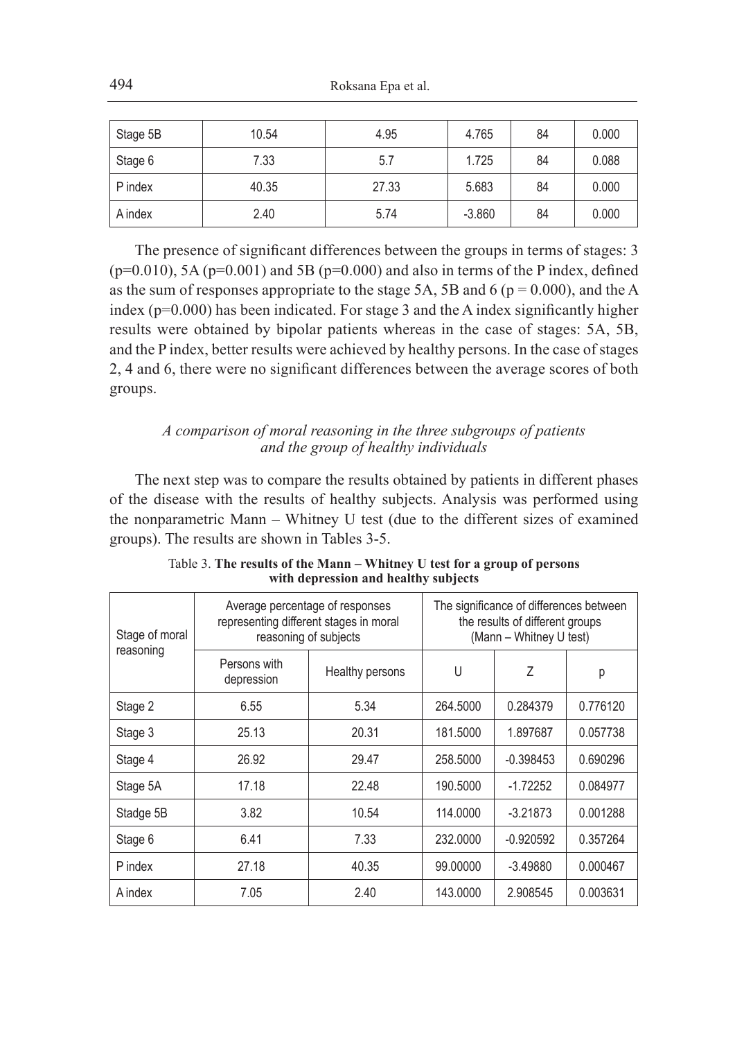| Stage 5B | 10.54 | 4.95 | 4.765 | 84 | 0.000 |
|---|---|---|---|---|---|
| Stage 6 | 7.33 | 5.7 | 1.725 | 84 | 0.088 |
| P index | 40.35 | 27.33 | 5.683 | 84 | 0.000 |
| A index | 2.40 | 5.74 | -3.860 | 84 | 0.000 |

The presence of significant differences between the groups in terms of stages: 3 (p=0.010), 5A (p=0.001) and 5B (p=0.000) and also in terms of the P index, defined as the sum of responses appropriate to the stage 5A, 5B and 6 (p = 0.000), and the A index (p=0.000) has been indicated. For stage 3 and the A index significantly higher results were obtained by bipolar patients whereas in the case of stages: 5A, 5B, and the P index, better results were achieved by healthy persons. In the case of stages 2, 4 and 6, there were no significant differences between the average scores of both groups.

### *A comparison of moral reasoning in the three subgroups of patients and the group of healthy individuals*

The next step was to compare the results obtained by patients in different phases of the disease with the results of healthy subjects. Analysis was performed using the nonparametric Mann – Whitney U test (due to the different sizes of examined groups). The results are shown in Tables 3-5.

Table 3. **The results of the Mann – Whitney U test for a group of persons with depression and healthy subjects**

| Stage of moral reasoning | Average percentage of responses representing different stages in moral reasoning of subjects | | The significance of differences between the results of different groups (Mann – Whitney U test) | | |
|---|---|---|---|---|---|
| | Persons with depression | Healthy persons | U | Z | p |
| Stage 2 | 6.55 | 5.34 | 264.5000 | 0.284379 | 0.776120 |
| Stage 3 | 25.13 | 20.31 | 181.5000 | 1.897687 | 0.057738 |
| Stage 4 | 26.92 | 29.47 | 258.5000 | -0.398453 | 0.690296 |
| Stage 5A | 17.18 | 22.48 | 190.5000 | -1.72252 | 0.084977 |
| Stadge 5B | 3.82 | 10.54 | 114.0000 | -3.21873 | 0.001288 |
| Stage 6 | 6.41 | 7.33 | 232.0000 | -0.920592 | 0.357264 |
| P index | 27.18 | 40.35 | 99.00000 | -3.49880 | 0.000467 |
| A index | 7.05 | 2.40 | 143.0000 | 2.908545 | 0.003631 |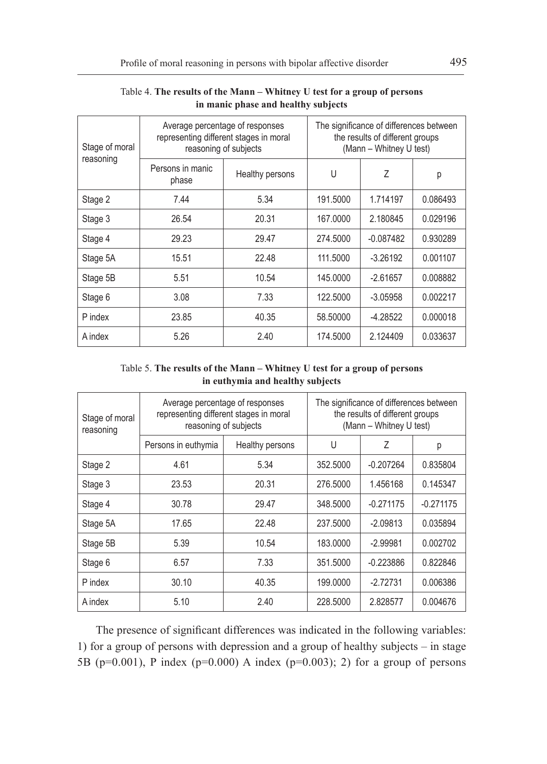Table 4. **The results of the Mann – Whitney U test for a group of persons in manic phase and healthy subjects**

| Stage of moral reasoning | Average percentage of responses representing different stages in moral reasoning of subjects | | The significance of differences between the results of different groups (Mann – Whitney U test) | | |
|---|---|---|---|---|---|
| | Persons in manic phase | Healthy persons | U | Z | p |
| Stage 2 | 7.44 | 5.34 | 191.5000 | 1.714197 | 0.086493 |
| Stage 3 | 26.54 | 20.31 | 167.0000 | 2.180845 | 0.029196 |
| Stage 4 | 29.23 | 29.47 | 274.5000 | -0.087482 | 0.930289 |
| Stage 5A | 15.51 | 22.48 | 111.5000 | -3.26192 | 0.001107 |
| Stage 5B | 5.51 | 10.54 | 145.0000 | -2.61657 | 0.008882 |
| Stage 6 | 3.08 | 7.33 | 122.5000 | -3.05958 | 0.002217 |
| P index | 23.85 | 40.35 | 58.50000 | -4.28522 | 0.000018 |
| A index | 5.26 | 2.40 | 174.5000 | 2.124409 | 0.033637 |

Table 5. **The results of the Mann – Whitney U test for a group of persons in euthymia and healthy subjects**

| Stage of moral reasoning | Average percentage of responses representing different stages in moral reasoning of subjects | | The significance of differences between the results of different groups (Mann – Whitney U test) | | |
|---|---|---|---|---|---|
| | Persons in euthymia | Healthy persons | U | Z | p |
| Stage 2 | 4.61 | 5.34 | 352.5000 | -0.207264 | 0.835804 |
| Stage 3 | 23.53 | 20.31 | 276.5000 | 1.456168 | 0.145347 |
| Stage 4 | 30.78 | 29.47 | 348.5000 | -0.271175 | -0.271175 |
| Stage 5A | 17.65 | 22.48 | 237.5000 | -2.09813 | 0.035894 |
| Stage 5B | 5.39 | 10.54 | 183.0000 | -2.99981 | 0.002702 |
| Stage 6 | 6.57 | 7.33 | 351.5000 | -0.223886 | 0.822846 |
| P index | 30.10 | 40.35 | 199.0000 | -2.72731 | 0.006386 |
| A index | 5.10 | 2.40 | 228.5000 | 2.828577 | 0.004676 |

The presence of significant differences was indicated in the following variables: 1) for a group of persons with depression and a group of healthy subjects – in stage 5B (p=0.001), P index (p=0.000) A index (p=0.003); 2) for a group of persons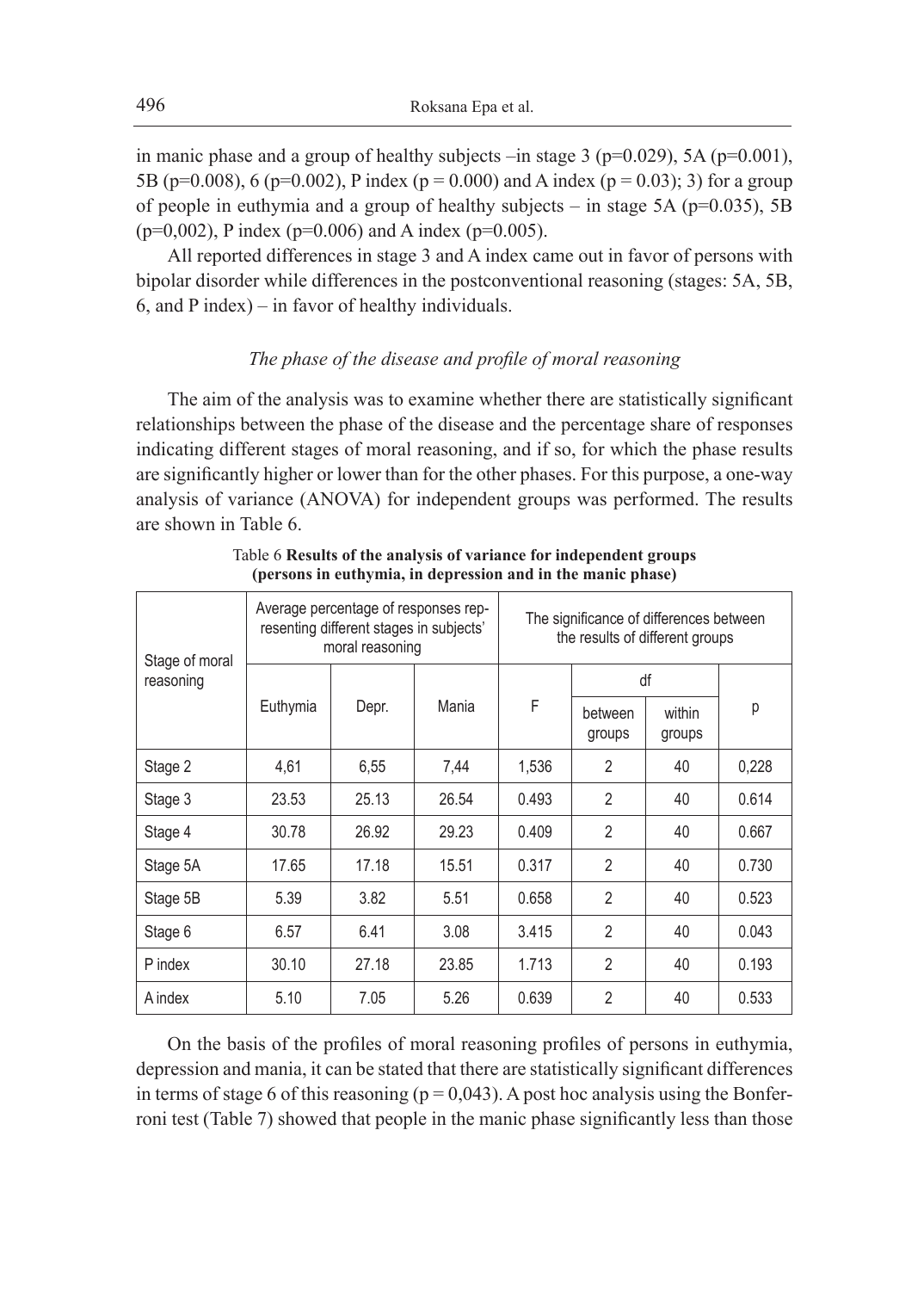in manic phase and a group of healthy subjects –in stage 3 ($p=0.029$), 5A ($p=0.001$), 5B ($p=0.008$), 6 ($p=0.002$), P index ($p = 0.000$) and A index ($p = 0.03$); 3) for a group of people in euthymia and a group of healthy subjects – in stage 5A ($p=0.035$), 5B ($p=0{,}002$), P index ($p=0.006$) and A index ($p=0.005$).

All reported differences in stage 3 and A index came out in favor of persons with bipolar disorder while differences in the postconventional reasoning (stages: 5A, 5B, 6, and P index) – in favor of healthy individuals.

### *The phase of the disease and profile of moral reasoning*

The aim of the analysis was to examine whether there are statistically significant relationships between the phase of the disease and the percentage share of responses indicating different stages of moral reasoning, and if so, for which the phase results are significantly higher or lower than for the other phases. For this purpose, a one-way analysis of variance (ANOVA) for independent groups was performed. The results are shown in Table 6.

Table 6 **Results of the analysis of variance for independent groups (persons in euthymia, in depression and in the manic phase)**

| Stage of moral reasoning | Average percentage of responses representing different stages in subjects' moral reasoning | | | The significance of differences between the results of different groups | | | |
|---|---|---|---|---|---|---|---|
| | Euthymia | Depr. | Mania | F | df | | p |
| | | | | | between groups | within groups | |
| Stage 2 | 4,61 | 6,55 | 7,44 | 1,536 | 2 | 40 | 0,228 |
| Stage 3 | 23.53 | 25.13 | 26.54 | 0.493 | 2 | 40 | 0.614 |
| Stage 4 | 30.78 | 26.92 | 29.23 | 0.409 | 2 | 40 | 0.667 |
| Stage 5A | 17.65 | 17.18 | 15.51 | 0.317 | 2 | 40 | 0.730 |
| Stage 5B | 5.39 | 3.82 | 5.51 | 0.658 | 2 | 40 | 0.523 |
| Stage 6 | 6.57 | 6.41 | 3.08 | 3.415 | 2 | 40 | 0.043 |
| P index | 30.10 | 27.18 | 23.85 | 1.713 | 2 | 40 | 0.193 |
| A index | 5.10 | 7.05 | 5.26 | 0.639 | 2 | 40 | 0.533 |

On the basis of the profiles of moral reasoning profiles of persons in euthymia, depression and mania, it can be stated that there are statistically significant differences in terms of stage 6 of this reasoning ($p = 0{,}043$). A post hoc analysis using the Bonferroni test (Table 7) showed that people in the manic phase significantly less than those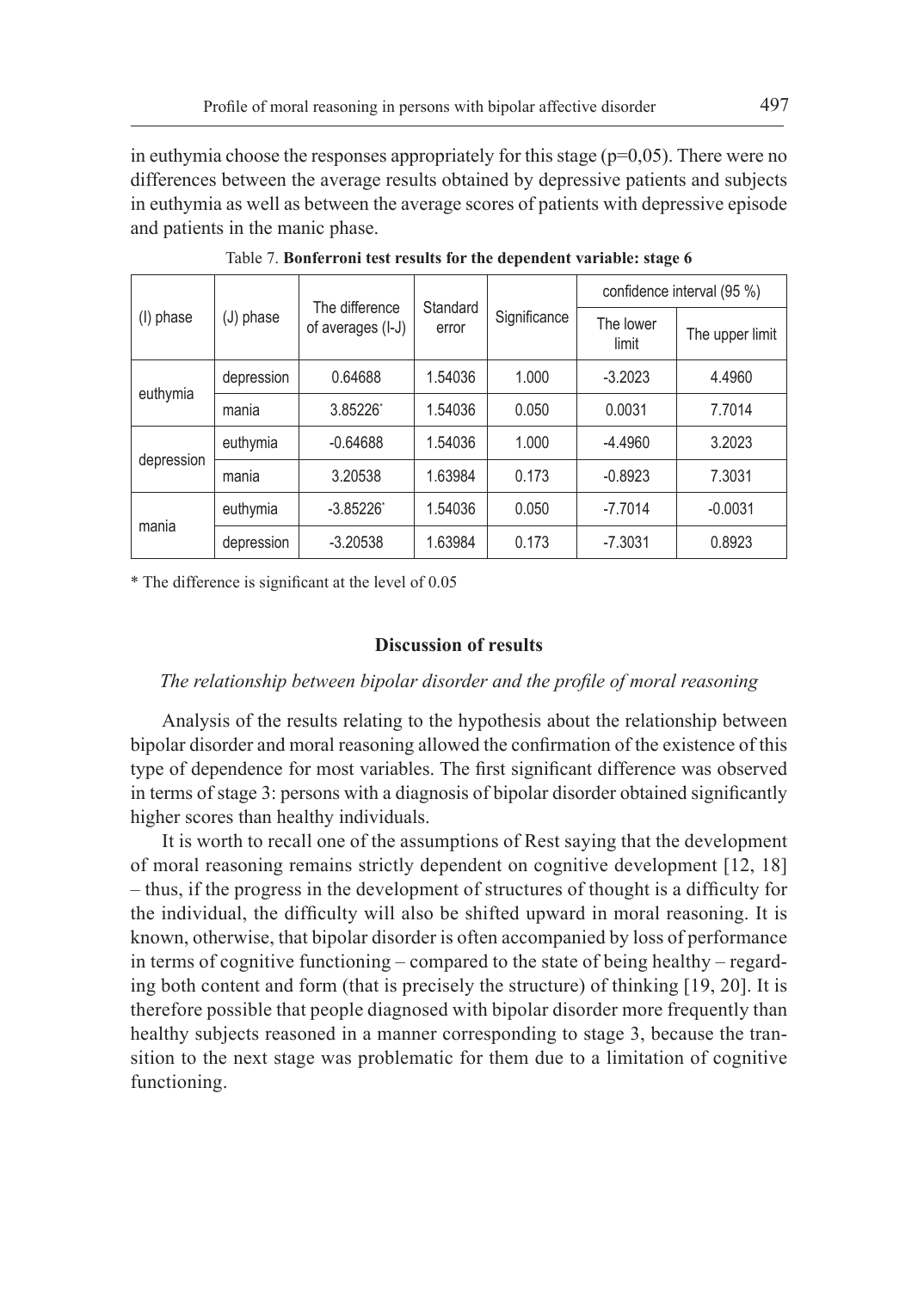in euthymia choose the responses appropriately for this stage (p=0,05). There were no differences between the average results obtained by depressive patients and subjects in euthymia as well as between the average scores of patients with depressive episode and patients in the manic phase.

Table 7. **Bonferroni test results for the dependent variable: stage 6**

| (I) phase | (J) phase | The difference of averages (I-J) | Standard error | Significance | confidence interval (95 %) | |
|---|---|---|---|---|---|---|
| | | | | | The lower limit | The upper limit |
| euthymia | depression | 0.64688 | 1.54036 | 1.000 | -3.2023 | 4.4960 |
| | mania | 3.85226* | 1.54036 | 0.050 | 0.0031 | 7.7014 |
| depression | euthymia | -0.64688 | 1.54036 | 1.000 | -4.4960 | 3.2023 |
| | mania | 3.20538 | 1.63984 | 0.173 | -0.8923 | 7.3031 |
| mania | euthymia | -3.85226* | 1.54036 | 0.050 | -7.7014 | -0.0031 |
| | depression | -3.20538 | 1.63984 | 0.173 | -7.3031 | 0.8923 |

\* The difference is significant at the level of 0.05

## Discussion of results

### *The relationship between bipolar disorder and the profile of moral reasoning*

Analysis of the results relating to the hypothesis about the relationship between bipolar disorder and moral reasoning allowed the confirmation of the existence of this type of dependence for most variables. The first significant difference was observed in terms of stage 3: persons with a diagnosis of bipolar disorder obtained significantly higher scores than healthy individuals.

It is worth to recall one of the assumptions of Rest saying that the development of moral reasoning remains strictly dependent on cognitive development [12, 18] – thus, if the progress in the development of structures of thought is a difficulty for the individual, the difficulty will also be shifted upward in moral reasoning. It is known, otherwise, that bipolar disorder is often accompanied by loss of performance in terms of cognitive functioning – compared to the state of being healthy – regarding both content and form (that is precisely the structure) of thinking [19, 20]. It is therefore possible that people diagnosed with bipolar disorder more frequently than healthy subjects reasoned in a manner corresponding to stage 3, because the transition to the next stage was problematic for them due to a limitation of cognitive functioning.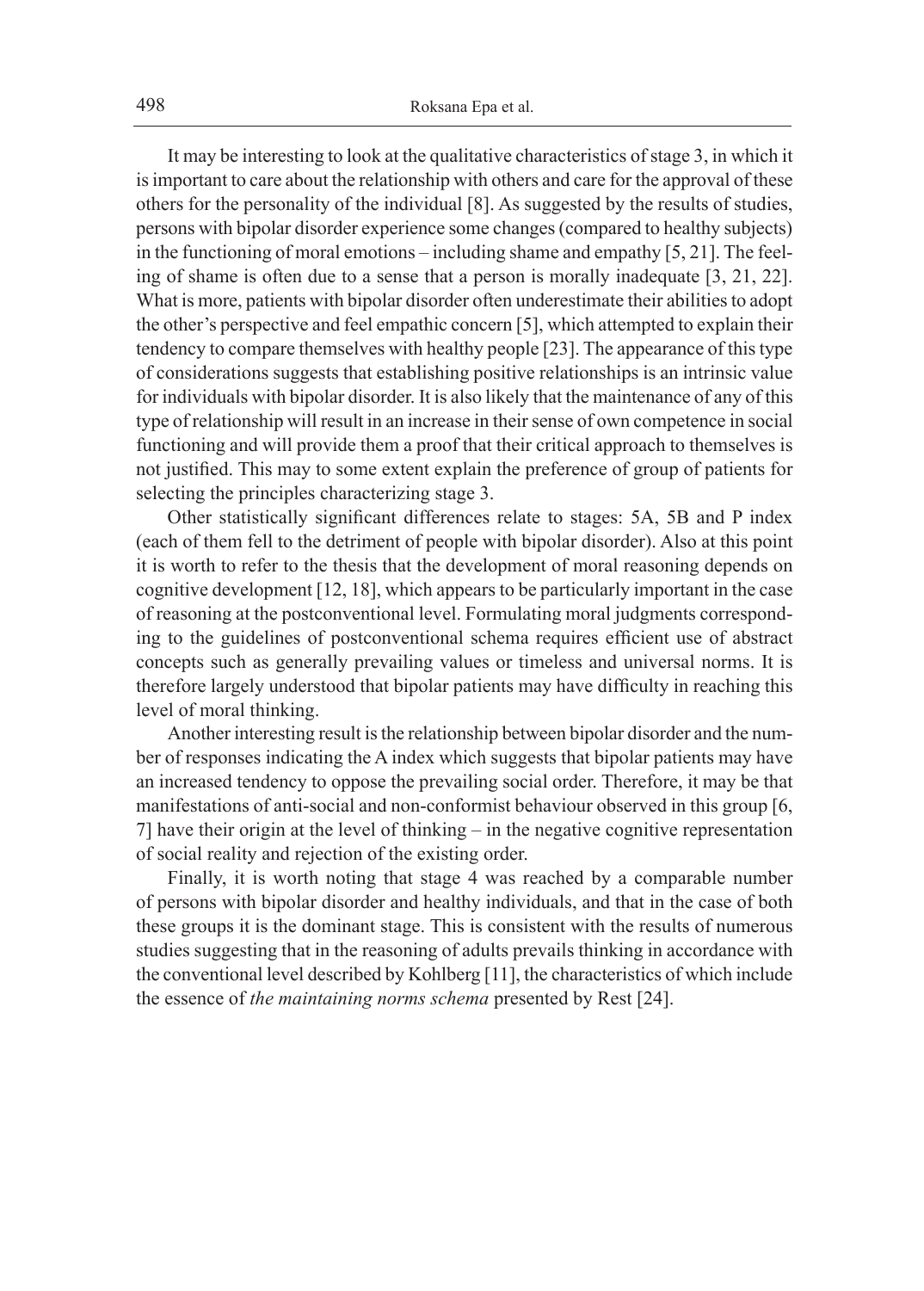It may be interesting to look at the qualitative characteristics of stage 3, in which it is important to care about the relationship with others and care for the approval of these others for the personality of the individual [8]. As suggested by the results of studies, persons with bipolar disorder experience some changes (compared to healthy subjects) in the functioning of moral emotions – including shame and empathy [5, 21]. The feeling of shame is often due to a sense that a person is morally inadequate [3, 21, 22]. What is more, patients with bipolar disorder often underestimate their abilities to adopt the other's perspective and feel empathic concern [5], which attempted to explain their tendency to compare themselves with healthy people [23]. The appearance of this type of considerations suggests that establishing positive relationships is an intrinsic value for individuals with bipolar disorder. It is also likely that the maintenance of any of this type of relationship will result in an increase in their sense of own competence in social functioning and will provide them a proof that their critical approach to themselves is not justified. This may to some extent explain the preference of group of patients for selecting the principles characterizing stage 3.

Other statistically significant differences relate to stages: 5A, 5B and P index (each of them fell to the detriment of people with bipolar disorder). Also at this point it is worth to refer to the thesis that the development of moral reasoning depends on cognitive development [12, 18], which appears to be particularly important in the case of reasoning at the postconventional level. Formulating moral judgments corresponding to the guidelines of postconventional schema requires efficient use of abstract concepts such as generally prevailing values or timeless and universal norms. It is therefore largely understood that bipolar patients may have difficulty in reaching this level of moral thinking.

Another interesting result is the relationship between bipolar disorder and the number of responses indicating the A index which suggests that bipolar patients may have an increased tendency to oppose the prevailing social order. Therefore, it may be that manifestations of anti-social and non-conformist behaviour observed in this group [6, 7] have their origin at the level of thinking – in the negative cognitive representation of social reality and rejection of the existing order.

Finally, it is worth noting that stage 4 was reached by a comparable number of persons with bipolar disorder and healthy individuals, and that in the case of both these groups it is the dominant stage. This is consistent with the results of numerous studies suggesting that in the reasoning of adults prevails thinking in accordance with the conventional level described by Kohlberg [11], the characteristics of which include the essence of *the maintaining norms schema* presented by Rest [24].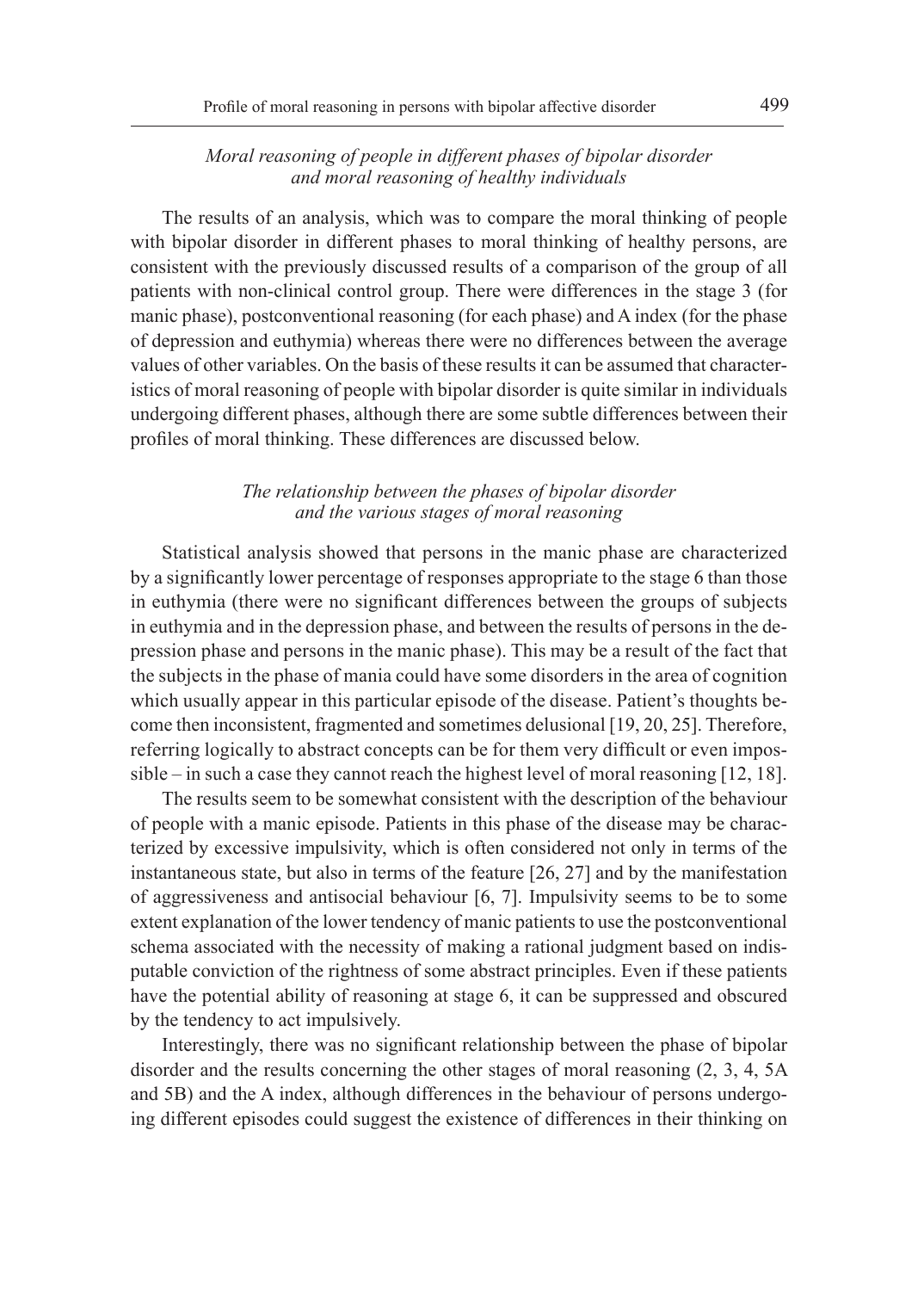### *Moral reasoning of people in different phases of bipolar disorder and moral reasoning of healthy individuals*

The results of an analysis, which was to compare the moral thinking of people with bipolar disorder in different phases to moral thinking of healthy persons, are consistent with the previously discussed results of a comparison of the group of all patients with non-clinical control group. There were differences in the stage 3 (for manic phase), postconventional reasoning (for each phase) and A index (for the phase of depression and euthymia) whereas there were no differences between the average values of other variables. On the basis of these results it can be assumed that characteristics of moral reasoning of people with bipolar disorder is quite similar in individuals undergoing different phases, although there are some subtle differences between their profiles of moral thinking. These differences are discussed below.

### *The relationship between the phases of bipolar disorder and the various stages of moral reasoning*

Statistical analysis showed that persons in the manic phase are characterized by a significantly lower percentage of responses appropriate to the stage 6 than those in euthymia (there were no significant differences between the groups of subjects in euthymia and in the depression phase, and between the results of persons in the depression phase and persons in the manic phase). This may be a result of the fact that the subjects in the phase of mania could have some disorders in the area of cognition which usually appear in this particular episode of the disease. Patient's thoughts become then inconsistent, fragmented and sometimes delusional [19, 20, 25]. Therefore, referring logically to abstract concepts can be for them very difficult or even impossible – in such a case they cannot reach the highest level of moral reasoning [12, 18].

The results seem to be somewhat consistent with the description of the behaviour of people with a manic episode. Patients in this phase of the disease may be characterized by excessive impulsivity, which is often considered not only in terms of the instantaneous state, but also in terms of the feature [26, 27] and by the manifestation of aggressiveness and antisocial behaviour [6, 7]. Impulsivity seems to be to some extent explanation of the lower tendency of manic patients to use the postconventional schema associated with the necessity of making a rational judgment based on indisputable conviction of the rightness of some abstract principles. Even if these patients have the potential ability of reasoning at stage 6, it can be suppressed and obscured by the tendency to act impulsively.

Interestingly, there was no significant relationship between the phase of bipolar disorder and the results concerning the other stages of moral reasoning (2, 3, 4, 5A and 5B) and the A index, although differences in the behaviour of persons undergoing different episodes could suggest the existence of differences in their thinking on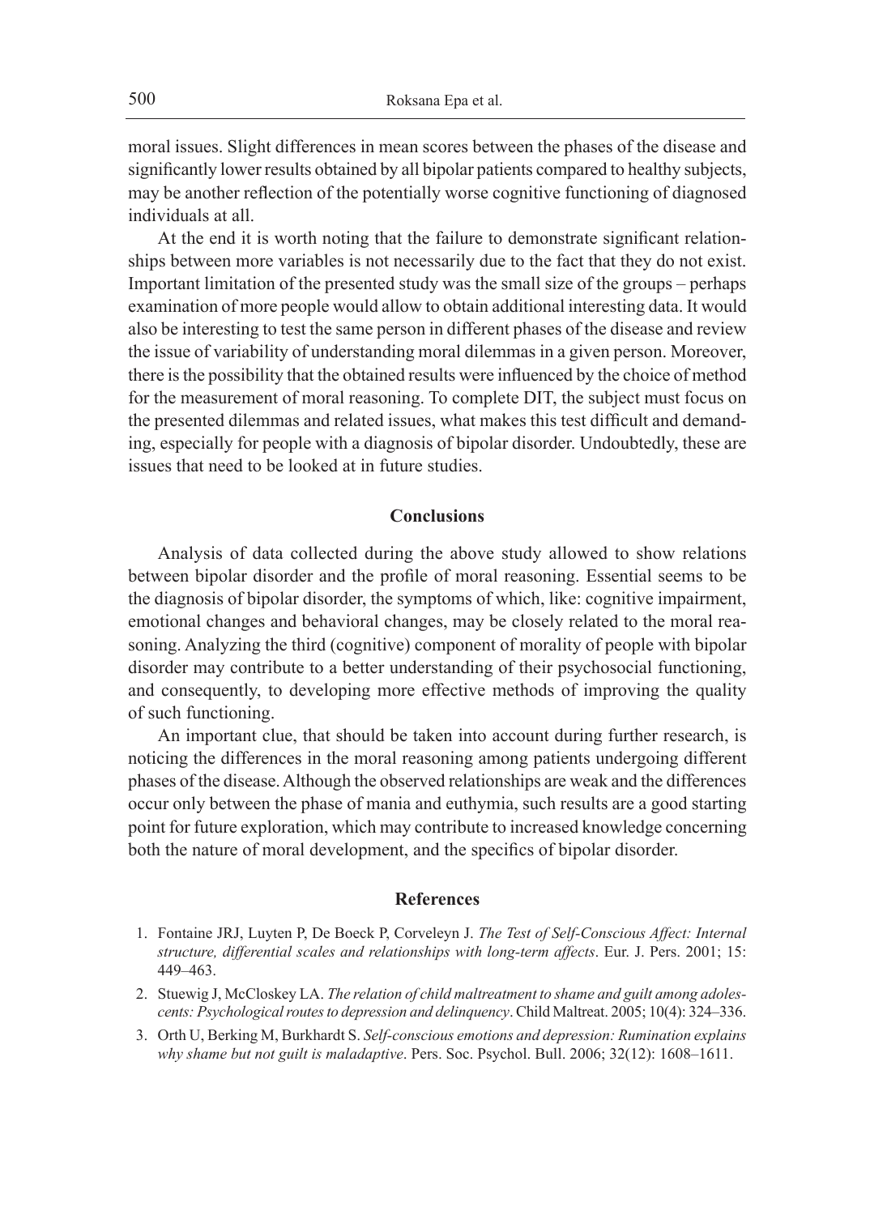moral issues. Slight differences in mean scores between the phases of the disease and significantly lower results obtained by all bipolar patients compared to healthy subjects, may be another reflection of the potentially worse cognitive functioning of diagnosed individuals at all.

At the end it is worth noting that the failure to demonstrate significant relationships between more variables is not necessarily due to the fact that they do not exist. Important limitation of the presented study was the small size of the groups – perhaps examination of more people would allow to obtain additional interesting data. It would also be interesting to test the same person in different phases of the disease and review the issue of variability of understanding moral dilemmas in a given person. Moreover, there is the possibility that the obtained results were influenced by the choice of method for the measurement of moral reasoning. To complete DIT, the subject must focus on the presented dilemmas and related issues, what makes this test difficult and demanding, especially for people with a diagnosis of bipolar disorder. Undoubtedly, these are issues that need to be looked at in future studies.

## Conclusions

Analysis of data collected during the above study allowed to show relations between bipolar disorder and the profile of moral reasoning. Essential seems to be the diagnosis of bipolar disorder, the symptoms of which, like: cognitive impairment, emotional changes and behavioral changes, may be closely related to the moral reasoning. Analyzing the third (cognitive) component of morality of people with bipolar disorder may contribute to a better understanding of their psychosocial functioning, and consequently, to developing more effective methods of improving the quality of such functioning.

An important clue, that should be taken into account during further research, is noticing the differences in the moral reasoning among patients undergoing different phases of the disease. Although the observed relationships are weak and the differences occur only between the phase of mania and euthymia, such results are a good starting point for future exploration, which may contribute to increased knowledge concerning both the nature of moral development, and the specifics of bipolar disorder.

## References

1. Fontaine JRJ, Luyten P, De Boeck P, Corveleyn J. *The Test of Self-Conscious Affect: Internal structure, differential scales and relationships with long-term affects*. Eur. J. Pers. 2001; 15: 449–463.
2. Stuewig J, McCloskey LA. *The relation of child maltreatment to shame and guilt among adolescents: Psychological routes to depression and delinquency*. Child Maltreat. 2005; 10(4): 324–336.
3. Orth U, Berking M, Burkhardt S. *Self-conscious emotions and depression: Rumination explains why shame but not guilt is maladaptive*. Pers. Soc. Psychol. Bull. 2006; 32(12): 1608–1611.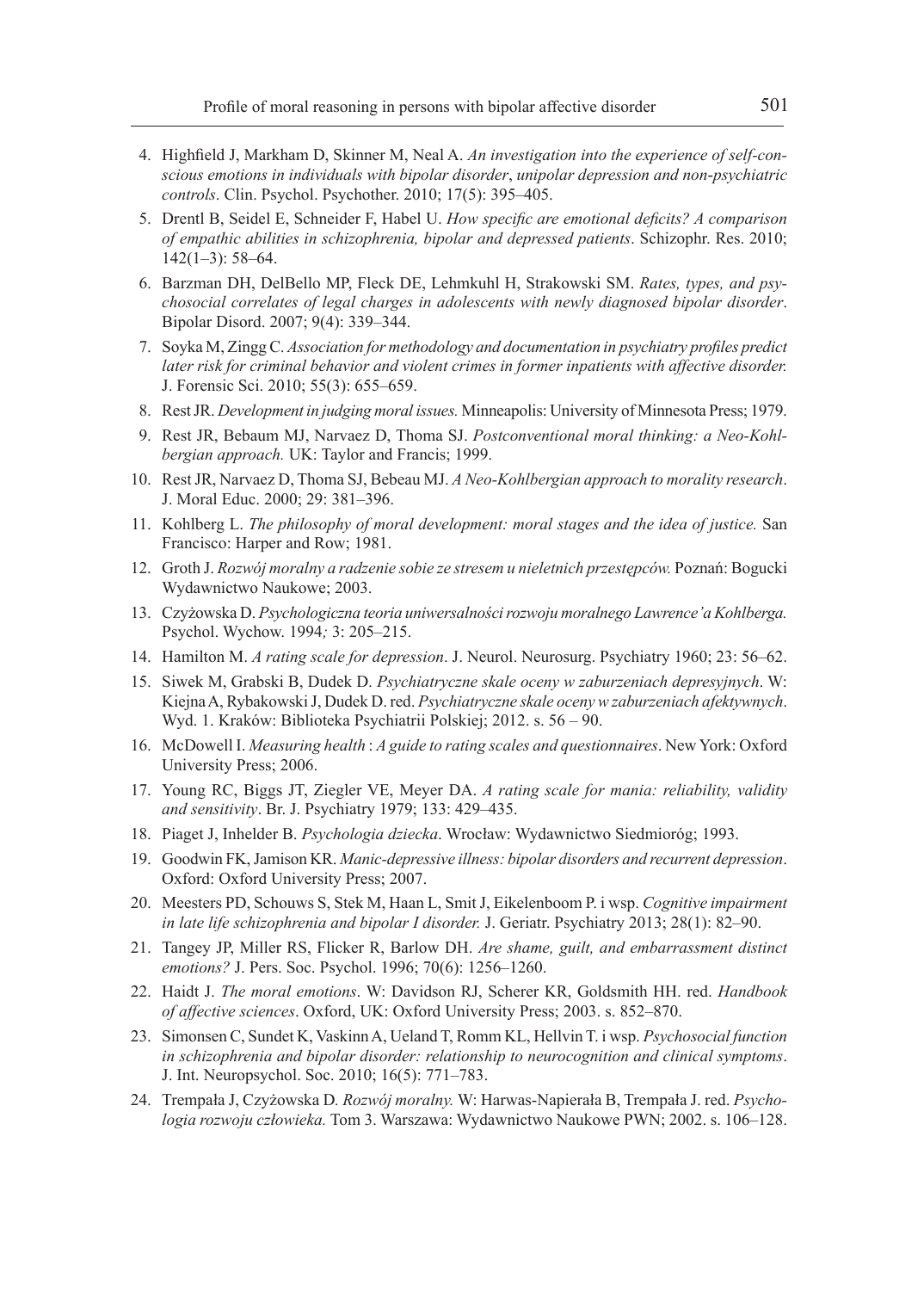4. Highfield J, Markham D, Skinner M, Neal A. *An investigation into the experience of self-conscious emotions in individuals with bipolar disorder, unipolar depression and non-psychiatric controls*. Clin. Psychol. Psychother. 2010; 17(5): 395–405.
5. Drentl B, Seidel E, Schneider F, Habel U. *How specific are emotional deficits? A comparison of empathic abilities in schizophrenia, bipolar and depressed patients*. Schizophr. Res. 2010; 142(1–3): 58–64.
6. Barzman DH, DelBello MP, Fleck DE, Lehmkuhl H, Strakowski SM. *Rates, types, and psychosocial correlates of legal charges in adolescents with newly diagnosed bipolar disorder*. Bipolar Disord. 2007; 9(4): 339–344.
7. Soyka M, Zingg C. *Association for methodology and documentation in psychiatry profiles predict later risk for criminal behavior and violent crimes in former inpatients with affective disorder.* J. Forensic Sci. 2010; 55(3): 655–659.
8. Rest JR. *Development in judging moral issues.* Minneapolis: University of Minnesota Press; 1979.
9. Rest JR, Bebaum MJ, Narvaez D, Thoma SJ. *Postconventional moral thinking: a Neo-Kohlbergian approach.* UK: Taylor and Francis; 1999.
10. Rest JR, Narvaez D, Thoma SJ, Bebeau MJ. *A Neo-Kohlbergian approach to morality research*. J. Moral Educ. 2000; 29: 381–396.
11. Kohlberg L. *The philosophy of moral development: moral stages and the idea of justice.* San Francisco: Harper and Row; 1981.
12. Groth J. *Rozwój moralny a radzenie sobie ze stresem u nieletnich przestępców.* Poznań: Bogucki Wydawnictwo Naukowe; 2003.
13. Czyżowska D. *Psychologiczna teoria uniwersalności rozwoju moralnego Lawrence'a Kohlberga.* Psychol. Wychow. 1994*;* 3: 205–215.
14. Hamilton M. *A rating scale for depression*. J. Neurol. Neurosurg. Psychiatry 1960; 23: 56–62.
15. Siwek M, Grabski B, Dudek D. *Psychiatryczne skale oceny w zaburzeniach depresyjnych*. W: Kiejna A, Rybakowski J, Dudek D. red. *Psychiatryczne skale oceny w zaburzeniach afektywnych*. Wyd. 1. Kraków: Biblioteka Psychiatrii Polskiej; 2012. s. 56 – 90.
16. McDowell I. *Measuring health* : *A guide to rating scales and questionnaires*. New York: Oxford University Press; 2006.
17. Young RC, Biggs JT, Ziegler VE, Meyer DA. *A rating scale for mania: reliability, validity and sensitivity*. Br. J. Psychiatry 1979; 133: 429–435.
18. Piaget J, Inhelder B. *Psychologia dziecka*. Wrocław: Wydawnictwo Siedmioróg; 1993.
19. Goodwin FK, Jamison KR. *Manic-depressive illness: bipolar disorders and recurrent depression*. Oxford: Oxford University Press; 2007.
20. Meesters PD, Schouws S, Stek M, Haan L, Smit J, Eikelenboom P. i wsp. *Cognitive impairment in late life schizophrenia and bipolar I disorder.* J. Geriatr. Psychiatry 2013; 28(1): 82–90.
21. Tangey JP, Miller RS, Flicker R, Barlow DH. *Are shame, guilt, and embarrassment distinct emotions?* J. Pers. Soc. Psychol. 1996; 70(6): 1256–1260.
22. Haidt J. *The moral emotions*. W: Davidson RJ, Scherer KR, Goldsmith HH. red. *Handbook of affective sciences*. Oxford, UK: Oxford University Press; 2003. s. 852–870.
23. Simonsen C, Sundet K, Vaskinn A, Ueland T, Romm KL, Hellvin T. i wsp. *Psychosocial function in schizophrenia and bipolar disorder: relationship to neurocognition and clinical symptoms*. J. Int. Neuropsychol. Soc. 2010; 16(5): 771–783.
24. Trempała J, Czyżowska D. *Rozwój moralny.* W: Harwas-Napierała B, Trempała J. red. *Psychologia rozwoju człowieka.* Tom 3. Warszawa: Wydawnictwo Naukowe PWN; 2002. s. 106–128.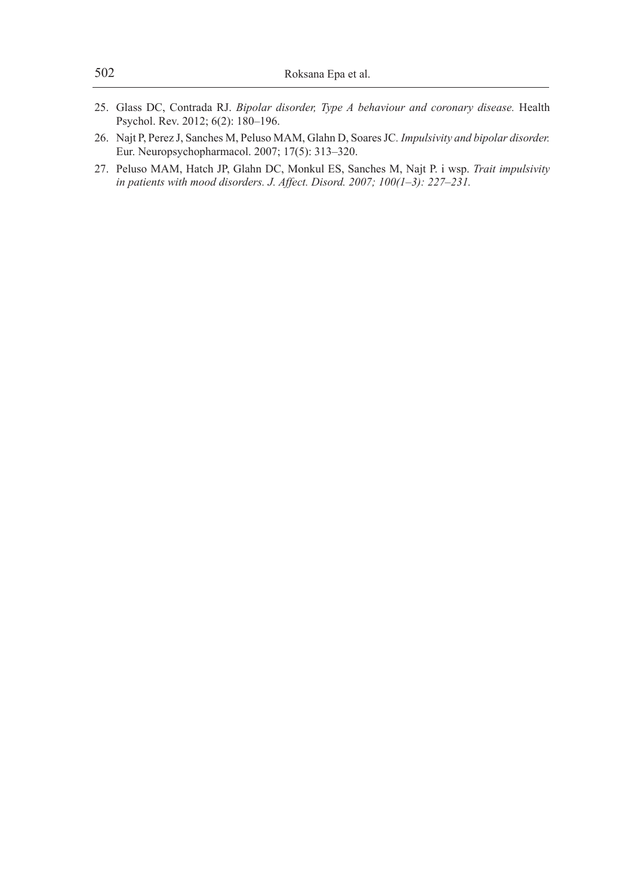25. Glass DC, Contrada RJ. *Bipolar disorder, Type A behaviour and coronary disease.* Health Psychol. Rev. 2012; 6(2): 180–196.
26. Najt P, Perez J, Sanches M, Peluso MAM, Glahn D, Soares JC. *Impulsivity and bipolar disorder.* Eur. Neuropsychopharmacol. 2007; 17(5): 313–320.
27. Peluso MAM, Hatch JP, Glahn DC, Monkul ES, Sanches M, Najt P. i wsp. *Trait impulsivity in patients with mood disorders. J. Affect. Disord. 2007; 100(1–3): 227–231.*